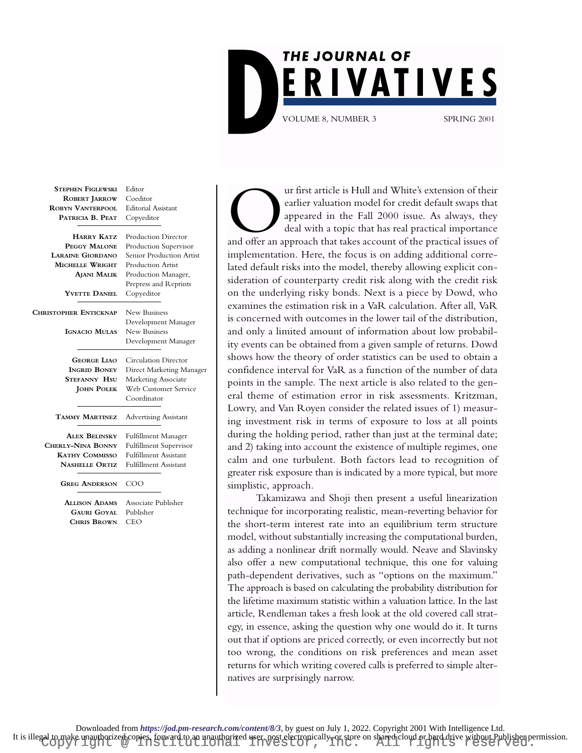# THE JOURNAL OF DERIVATIVES

VOLUME 8, NUMBER 3 SPRING 2001

**Stephen Figlewski** Editor
**Robert Jarrow** Coeditor
**Robyn Vanterpool** Editorial Assistant
**Patricia B. Peat** Copyeditor

**Harry Katz** Production Director
**Peggy Malone** Production Supervisor
**Laraine Giordano** Senior Production Artist
**Michelle Wright** Production Artist
**Ajani Malik** Production Manager, Prepress and Reprints
**Yvette Daniel** Copyeditor

**Christopher Enticknap** New Business Development Manager
**Ignacio Mulas** New Business Development Manager

**George Liao** Circulation Director
**Ingrid Boney** Direct Marketing Manager
**Stefanny Hsu** Marketing Associate
**John Polek** Web Customer Service Coordinator

**Tammy Martinez** Advertising Assistant

**Alex Belinsky** Fulfillment Manager
**Cherly-Nina Bonny** Fulfillment Supervisor
**Kathy Commisso** Fulfillment Assistant
**Nashelle Ortiz** Fulfillment Assistant

**Greg Anderson** COO

**Allison Adams** Associate Publisher
**Gauri Goyal** Publisher
**Chris Brown** CEO

Our first article is Hull and White's extension of their earlier valuation model for credit default swaps that appeared in the Fall 2000 issue. As always, they deal with a topic that has real practical importance and offer an approach that takes account of the practical issues of implementation. Here, the focus is on adding additional correlated default risks into the model, thereby allowing explicit consideration of counterparty credit risk along with the credit risk on the underlying risky bonds. Next is a piece by Dowd, who examines the estimation risk in a VaR calculation. After all, VaR is concerned with outcomes in the lower tail of the distribution, and only a limited amount of information about low probability events can be obtained from a given sample of returns. Dowd shows how the theory of order statistics can be used to obtain a confidence interval for VaR as a function of the number of data points in the sample. The next article is also related to the general theme of estimation error in risk assessments. Kritzman, Lowry, and Van Royen consider the related issues of 1) measuring investment risk in terms of exposure to loss at all points during the holding period, rather than just at the terminal date; and 2) taking into account the existence of multiple regimes, one calm and one turbulent. Both factors lead to recognition of greater risk exposure than is indicated by a more typical, but more simplistic, approach.

Takamizawa and Shoji then present a useful linearization technique for incorporating realistic, mean-reverting behavior for the short-term interest rate into an equilibrium term structure model, without substantially increasing the computational burden, as adding a nonlinear drift normally would. Neave and Slavinsky also offer a new computational technique, this one for valuing path-dependent derivatives, such as "options on the maximum." The approach is based on calculating the probability distribution for the lifetime maximum statistic within a valuation lattice. In the last article, Rendleman takes a fresh look at the old covered call strategy, in essence, asking the question why one would do it. It turns out that if options are priced correctly, or even incorrectly but not too wrong, the conditions on risk preferences and mean asset returns for which writing covered calls is preferred to simple alternatives are surprisingly narrow.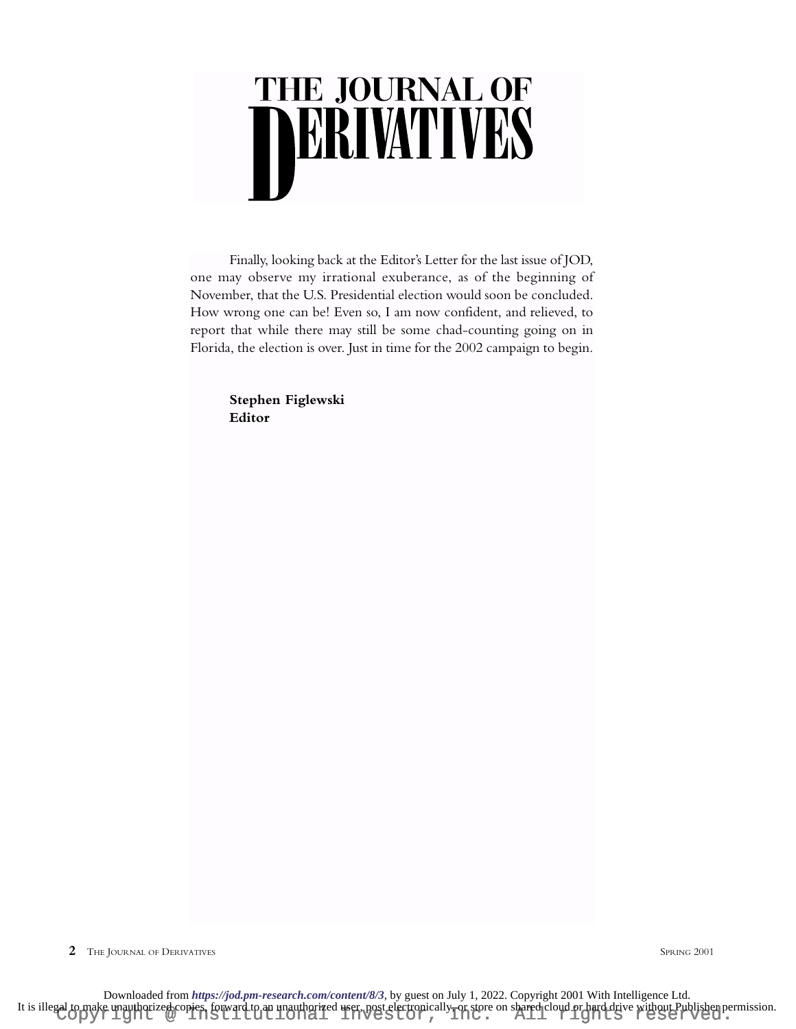Finally, looking back at the Editor's Letter for the last issue of JOD, one may observe my irrational exuberance, as of the beginning of November, that the U.S. Presidential election would soon be concluded. How wrong one can be! Even so, I am now confident, and relieved, to report that while there may still be some chad-counting going on in Florida, the election is over. Just in time for the 2002 campaign to begin.

**Stephen Figlewski**
**Editor**